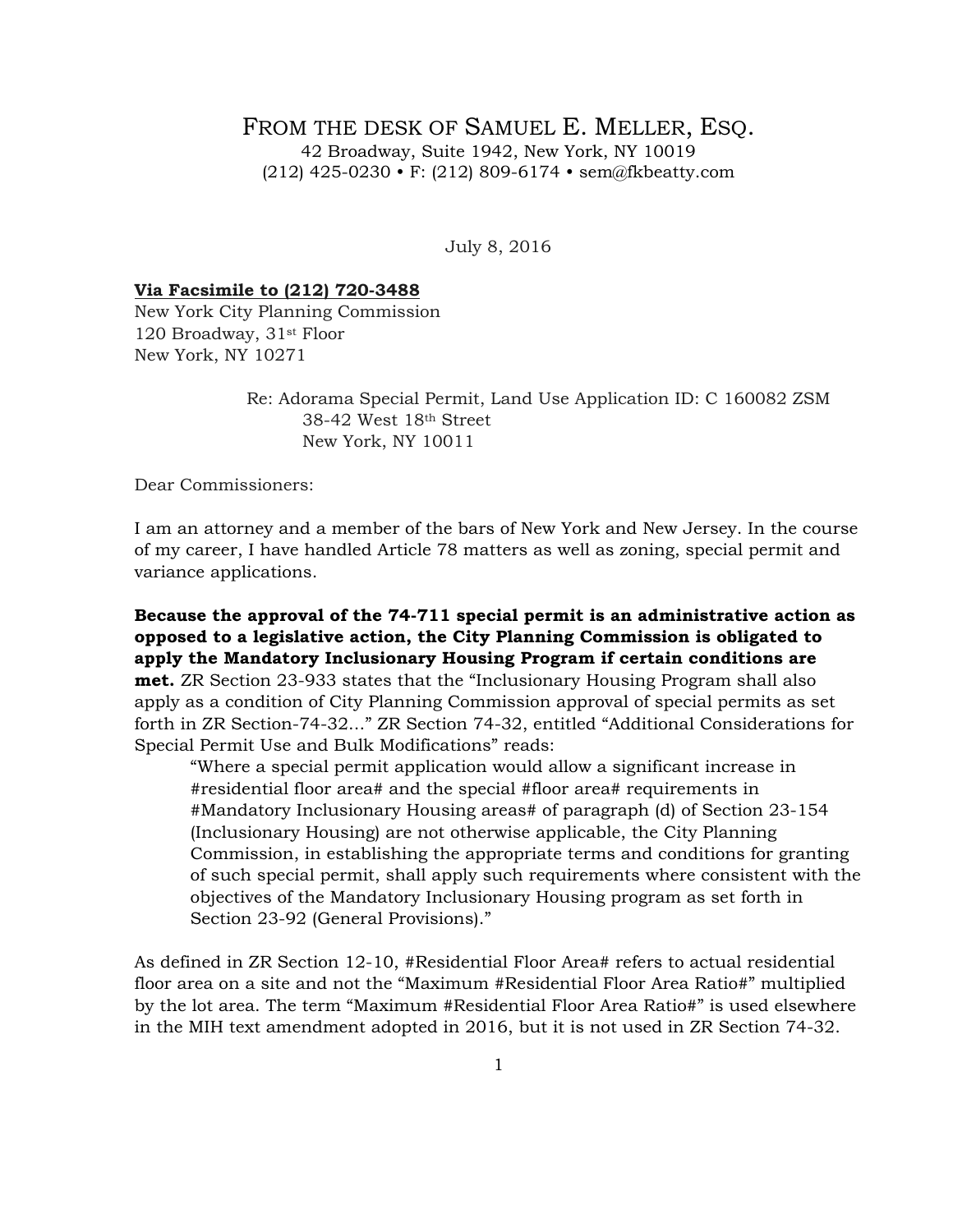# From the desk of Samuel E. Meller, Esq.

42 Broadway, Suite 1942, New York, NY 10019
(212) 425-0230 • F: (212) 809-6174 • sem@fkbeatty.com

July 8, 2016

**Via Facsimile to (212) 720-3488**
New York City Planning Commission
120 Broadway, 31st Floor
New York, NY 10271

Re: Adorama Special Permit, Land Use Application ID: C 160082 ZSM
38-42 West 18th Street
New York, NY 10011

Dear Commissioners:

I am an attorney and a member of the bars of New York and New Jersey. In the course of my career, I have handled Article 78 matters as well as zoning, special permit and variance applications.

**Because the approval of the 74-711 special permit is an administrative action as opposed to a legislative action, the City Planning Commission is obligated to apply the Mandatory Inclusionary Housing Program if certain conditions are met.** ZR Section 23-933 states that the "Inclusionary Housing Program shall also apply as a condition of City Planning Commission approval of special permits as set forth in ZR Section-74-32..." ZR Section 74-32, entitled "Additional Considerations for Special Permit Use and Bulk Modifications" reads:

> "Where a special permit application would allow a significant increase in #residential floor area# and the special #floor area# requirements in #Mandatory Inclusionary Housing areas# of paragraph (d) of Section 23-154 (Inclusionary Housing) are not otherwise applicable, the City Planning Commission, in establishing the appropriate terms and conditions for granting of such special permit, shall apply such requirements where consistent with the objectives of the Mandatory Inclusionary Housing program as set forth in Section 23-92 (General Provisions)."

As defined in ZR Section 12-10, #Residential Floor Area# refers to actual residential floor area on a site and not the "Maximum #Residential Floor Area Ratio#" multiplied by the lot area. The term "Maximum #Residential Floor Area Ratio#" is used elsewhere in the MIH text amendment adopted in 2016, but it is not used in ZR Section 74-32.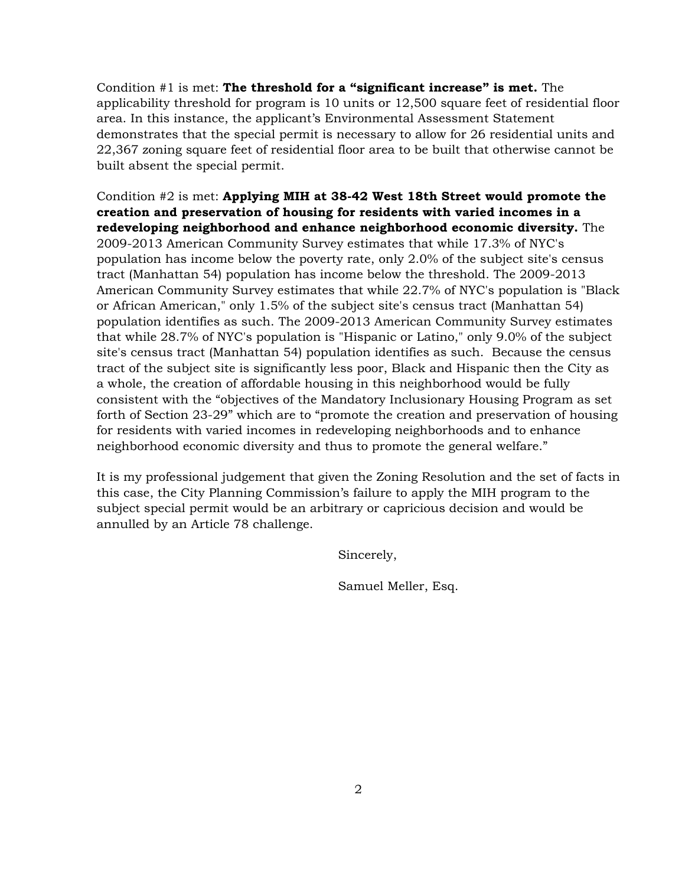Condition #1 is met: **The threshold for a "significant increase" is met.** The applicability threshold for program is 10 units or 12,500 square feet of residential floor area. In this instance, the applicant's Environmental Assessment Statement demonstrates that the special permit is necessary to allow for 26 residential units and 22,367 zoning square feet of residential floor area to be built that otherwise cannot be built absent the special permit.

Condition #2 is met: **Applying MIH at 38-42 West 18th Street would promote the creation and preservation of housing for residents with varied incomes in a redeveloping neighborhood and enhance neighborhood economic diversity.** The 2009-2013 American Community Survey estimates that while 17.3% of NYC's population has income below the poverty rate, only 2.0% of the subject site's census tract (Manhattan 54) population has income below the threshold. The 2009-2013 American Community Survey estimates that while 22.7% of NYC's population is "Black or African American," only 1.5% of the subject site's census tract (Manhattan 54) population identifies as such. The 2009-2013 American Community Survey estimates that while 28.7% of NYC's population is "Hispanic or Latino," only 9.0% of the subject site's census tract (Manhattan 54) population identifies as such. Because the census tract of the subject site is significantly less poor, Black and Hispanic then the City as a whole, the creation of affordable housing in this neighborhood would be fully consistent with the "objectives of the Mandatory Inclusionary Housing Program as set forth of Section 23-29" which are to "promote the creation and preservation of housing for residents with varied incomes in redeveloping neighborhoods and to enhance neighborhood economic diversity and thus to promote the general welfare."

It is my professional judgement that given the Zoning Resolution and the set of facts in this case, the City Planning Commission's failure to apply the MIH program to the subject special permit would be an arbitrary or capricious decision and would be annulled by an Article 78 challenge.

Sincerely,

Samuel Meller, Esq.